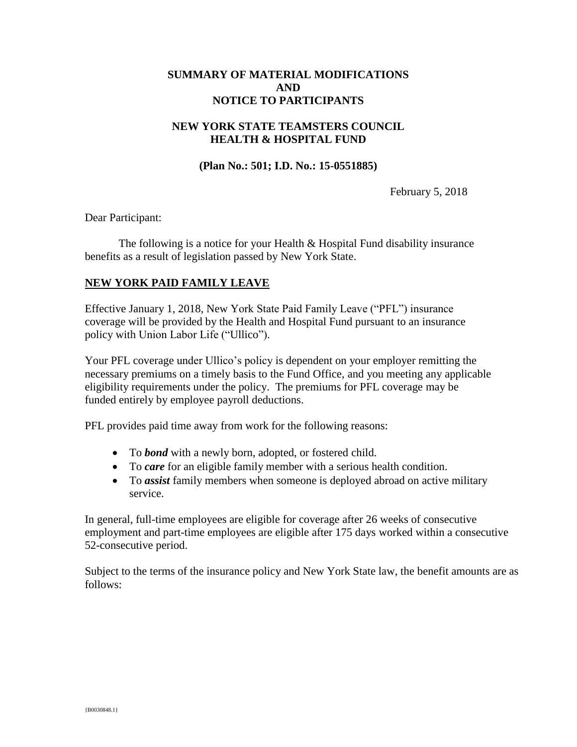**SUMMARY OF MATERIAL MODIFICATIONS**
**AND**
**NOTICE TO PARTICIPANTS**

**NEW YORK STATE TEAMSTERS COUNCIL**
**HEALTH & HOSPITAL FUND**

**(Plan No.: 501; I.D. No.: 15-0551885)**

February 5, 2018

Dear Participant:

The following is a notice for your Health & Hospital Fund disability insurance benefits as a result of legislation passed by New York State.

## NEW YORK PAID FAMILY LEAVE

Effective January 1, 2018, New York State Paid Family Leave ("PFL") insurance coverage will be provided by the Health and Hospital Fund pursuant to an insurance policy with Union Labor Life ("Ullico").

Your PFL coverage under Ullico's policy is dependent on your employer remitting the necessary premiums on a timely basis to the Fund Office, and you meeting any applicable eligibility requirements under the policy. The premiums for PFL coverage may be funded entirely by employee payroll deductions.

PFL provides paid time away from work for the following reasons:

- To ***bond*** with a newly born, adopted, or fostered child.
- To ***care*** for an eligible family member with a serious health condition.
- To ***assist*** family members when someone is deployed abroad on active military service.

In general, full-time employees are eligible for coverage after 26 weeks of consecutive employment and part-time employees are eligible after 175 days worked within a consecutive 52-consecutive period.

Subject to the terms of the insurance policy and New York State law, the benefit amounts are as follows: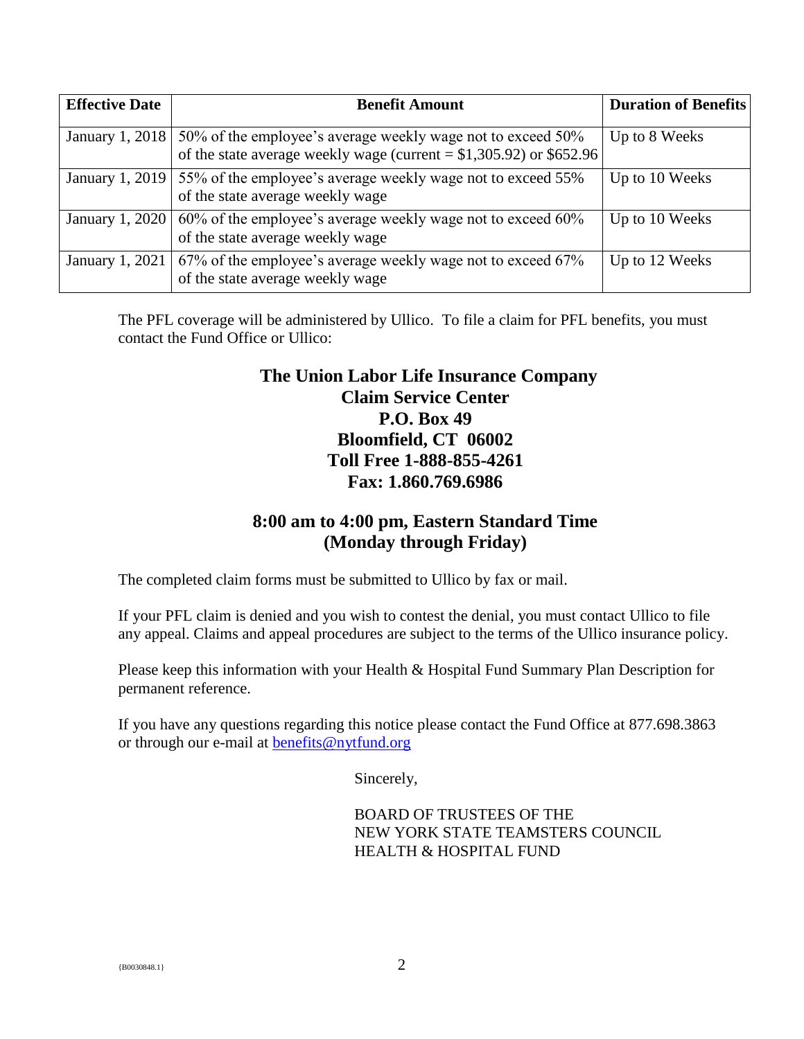| Effective Date | Benefit Amount | Duration of Benefits |
|---|---|---|
| January 1, 2018 | 50% of the employee's average weekly wage not to exceed 50% of the state average weekly wage (current = $1,305.92) or $652.96 | Up to 8 Weeks |
| January 1, 2019 | 55% of the employee's average weekly wage not to exceed 55% of the state average weekly wage | Up to 10 Weeks |
| January 1, 2020 | 60% of the employee's average weekly wage not to exceed 60% of the state average weekly wage | Up to 10 Weeks |
| January 1, 2021 | 67% of the employee's average weekly wage not to exceed 67% of the state average weekly wage | Up to 12 Weeks |

The PFL coverage will be administered by Ullico. To file a claim for PFL benefits, you must contact the Fund Office or Ullico:

**The Union Labor Life Insurance Company**
**Claim Service Center**
**P.O. Box 49**
**Bloomfield, CT 06002**
**Toll Free 1-888-855-4261**
**Fax: 1.860.769.6986**

**8:00 am to 4:00 pm, Eastern Standard Time**
**(Monday through Friday)**

The completed claim forms must be submitted to Ullico by fax or mail.

If your PFL claim is denied and you wish to contest the denial, you must contact Ullico to file any appeal. Claims and appeal procedures are subject to the terms of the Ullico insurance policy.

Please keep this information with your Health & Hospital Fund Summary Plan Description for permanent reference.

If you have any questions regarding this notice please contact the Fund Office at 877.698.3863 or through our e-mail at benefits@nytfund.org

Sincerely,

BOARD OF TRUSTEES OF THE
NEW YORK STATE TEAMSTERS COUNCIL
HEALTH & HOSPITAL FUND

{B0030848.1}